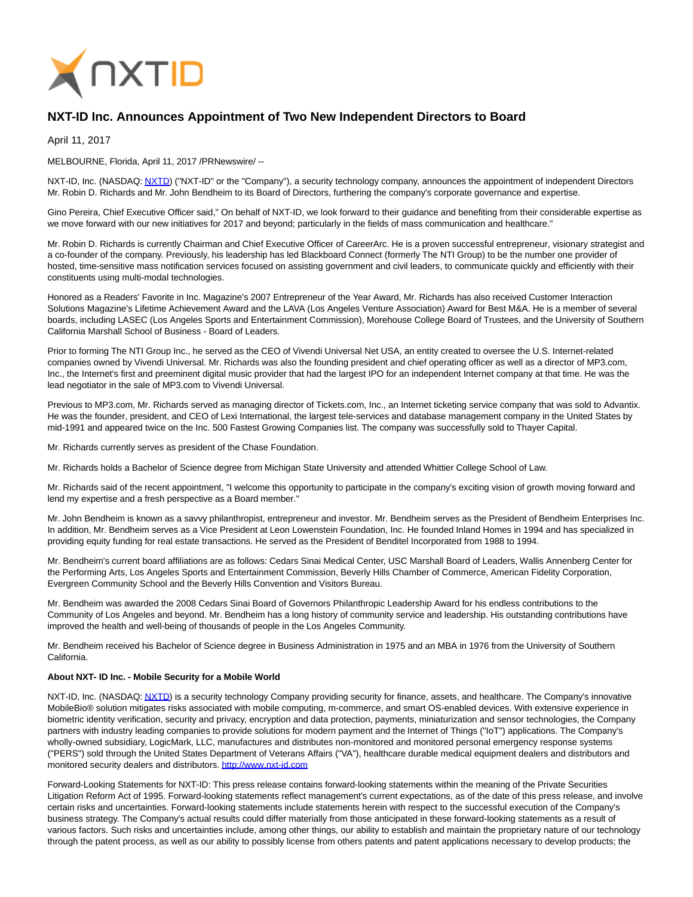# NXT-ID Inc. Announces Appointment of Two New Independent Directors to Board

April 11, 2017

MELBOURNE, Florida, April 11, 2017 /PRNewswire/ --

NXT-ID, Inc. (NASDAQ: NXTD) ("NXT-ID" or the "Company"), a security technology company, announces the appointment of independent Directors Mr. Robin D. Richards and Mr. John Bendheim to its Board of Directors, furthering the company's corporate governance and expertise.

Gino Pereira, Chief Executive Officer said," On behalf of NXT-ID, we look forward to their guidance and benefiting from their considerable expertise as we move forward with our new initiatives for 2017 and beyond; particularly in the fields of mass communication and healthcare."

Mr. Robin D. Richards is currently Chairman and Chief Executive Officer of CareerArc. He is a proven successful entrepreneur, visionary strategist and a co-founder of the company. Previously, his leadership has led Blackboard Connect (formerly The NTI Group) to be the number one provider of hosted, time-sensitive mass notification services focused on assisting government and civil leaders, to communicate quickly and efficiently with their constituents using multi-modal technologies.

Honored as a Readers' Favorite in Inc. Magazine's 2007 Entrepreneur of the Year Award, Mr. Richards has also received Customer Interaction Solutions Magazine's Lifetime Achievement Award and the LAVA (Los Angeles Venture Association) Award for Best M&A. He is a member of several boards, including LASEC (Los Angeles Sports and Entertainment Commission), Morehouse College Board of Trustees, and the University of Southern California Marshall School of Business - Board of Leaders.

Prior to forming The NTI Group Inc., he served as the CEO of Vivendi Universal Net USA, an entity created to oversee the U.S. Internet-related companies owned by Vivendi Universal. Mr. Richards was also the founding president and chief operating officer as well as a director of MP3.com, Inc., the Internet's first and preeminent digital music provider that had the largest IPO for an independent Internet company at that time. He was the lead negotiator in the sale of MP3.com to Vivendi Universal.

Previous to MP3.com, Mr. Richards served as managing director of Tickets.com, Inc., an Internet ticketing service company that was sold to Advantix. He was the founder, president, and CEO of Lexi International, the largest tele-services and database management company in the United States by mid-1991 and appeared twice on the Inc. 500 Fastest Growing Companies list. The company was successfully sold to Thayer Capital.

Mr. Richards currently serves as president of the Chase Foundation.

Mr. Richards holds a Bachelor of Science degree from Michigan State University and attended Whittier College School of Law.

Mr. Richards said of the recent appointment, "I welcome this opportunity to participate in the company's exciting vision of growth moving forward and lend my expertise and a fresh perspective as a Board member."

Mr. John Bendheim is known as a savvy philanthropist, entrepreneur and investor. Mr. Bendheim serves as the President of Bendheim Enterprises Inc. In addition, Mr. Bendheim serves as a Vice President at Leon Lowenstein Foundation, Inc. He founded Inland Homes in 1994 and has specialized in providing equity funding for real estate transactions. He served as the President of Benditel Incorporated from 1988 to 1994.

Mr. Bendheim's current board affiliations are as follows: Cedars Sinai Medical Center, USC Marshall Board of Leaders, Wallis Annenberg Center for the Performing Arts, Los Angeles Sports and Entertainment Commission, Beverly Hills Chamber of Commerce, American Fidelity Corporation, Evergreen Community School and the Beverly Hills Convention and Visitors Bureau.

Mr. Bendheim was awarded the 2008 Cedars Sinai Board of Governors Philanthropic Leadership Award for his endless contributions to the Community of Los Angeles and beyond. Mr. Bendheim has a long history of community service and leadership. His outstanding contributions have improved the health and well-being of thousands of people in the Los Angeles Community.

Mr. Bendheim received his Bachelor of Science degree in Business Administration in 1975 and an MBA in 1976 from the University of Southern California.

**About NXT- ID Inc. - Mobile Security for a Mobile World**

NXT-ID, Inc. (NASDAQ: NXTD) is a security technology Company providing security for finance, assets, and healthcare. The Company's innovative MobileBio® solution mitigates risks associated with mobile computing, m-commerce, and smart OS-enabled devices. With extensive experience in biometric identity verification, security and privacy, encryption and data protection, payments, miniaturization and sensor technologies, the Company partners with industry leading companies to provide solutions for modern payment and the Internet of Things ("IoT") applications. The Company's wholly-owned subsidiary, LogicMark, LLC, manufactures and distributes non-monitored and monitored personal emergency response systems ("PERS") sold through the United States Department of Veterans Affairs ("VA"), healthcare durable medical equipment dealers and distributors and monitored security dealers and distributors. http://www.nxt-id.com

Forward-Looking Statements for NXT-ID: This press release contains forward-looking statements within the meaning of the Private Securities Litigation Reform Act of 1995. Forward-looking statements reflect management's current expectations, as of the date of this press release, and involve certain risks and uncertainties. Forward-looking statements include statements herein with respect to the successful execution of the Company's business strategy. The Company's actual results could differ materially from those anticipated in these forward-looking statements as a result of various factors. Such risks and uncertainties include, among other things, our ability to establish and maintain the proprietary nature of our technology through the patent process, as well as our ability to possibly license from others patents and patent applications necessary to develop products; the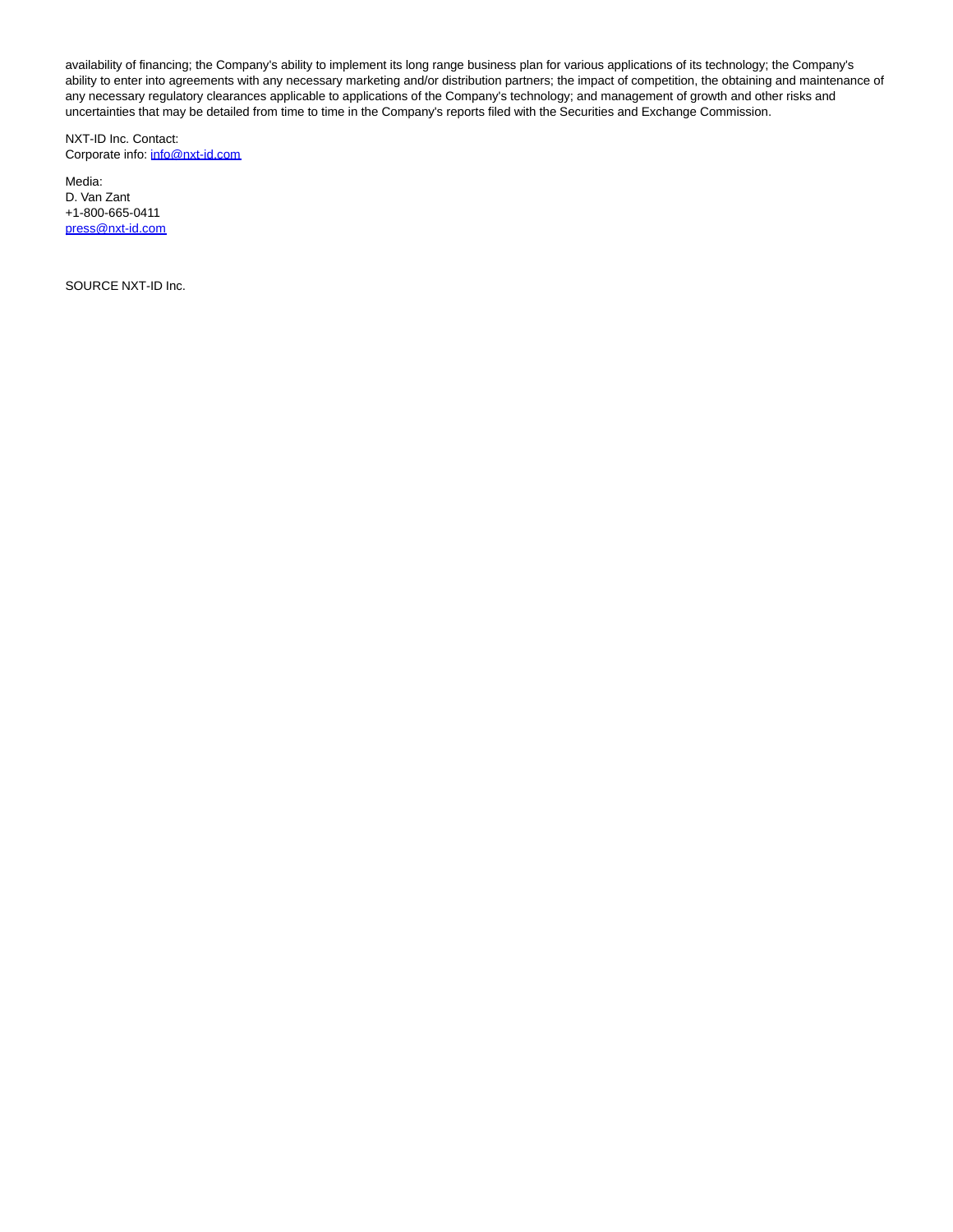availability of financing; the Company's ability to implement its long range business plan for various applications of its technology; the Company's ability to enter into agreements with any necessary marketing and/or distribution partners; the impact of competition, the obtaining and maintenance of any necessary regulatory clearances applicable to applications of the Company's technology; and management of growth and other risks and uncertainties that may be detailed from time to time in the Company's reports filed with the Securities and Exchange Commission.

NXT-ID Inc. Contact:
Corporate info: info@nxt-id.com

Media:
D. Van Zant
+1-800-665-0411
press@nxt-id.com

SOURCE NXT-ID Inc.